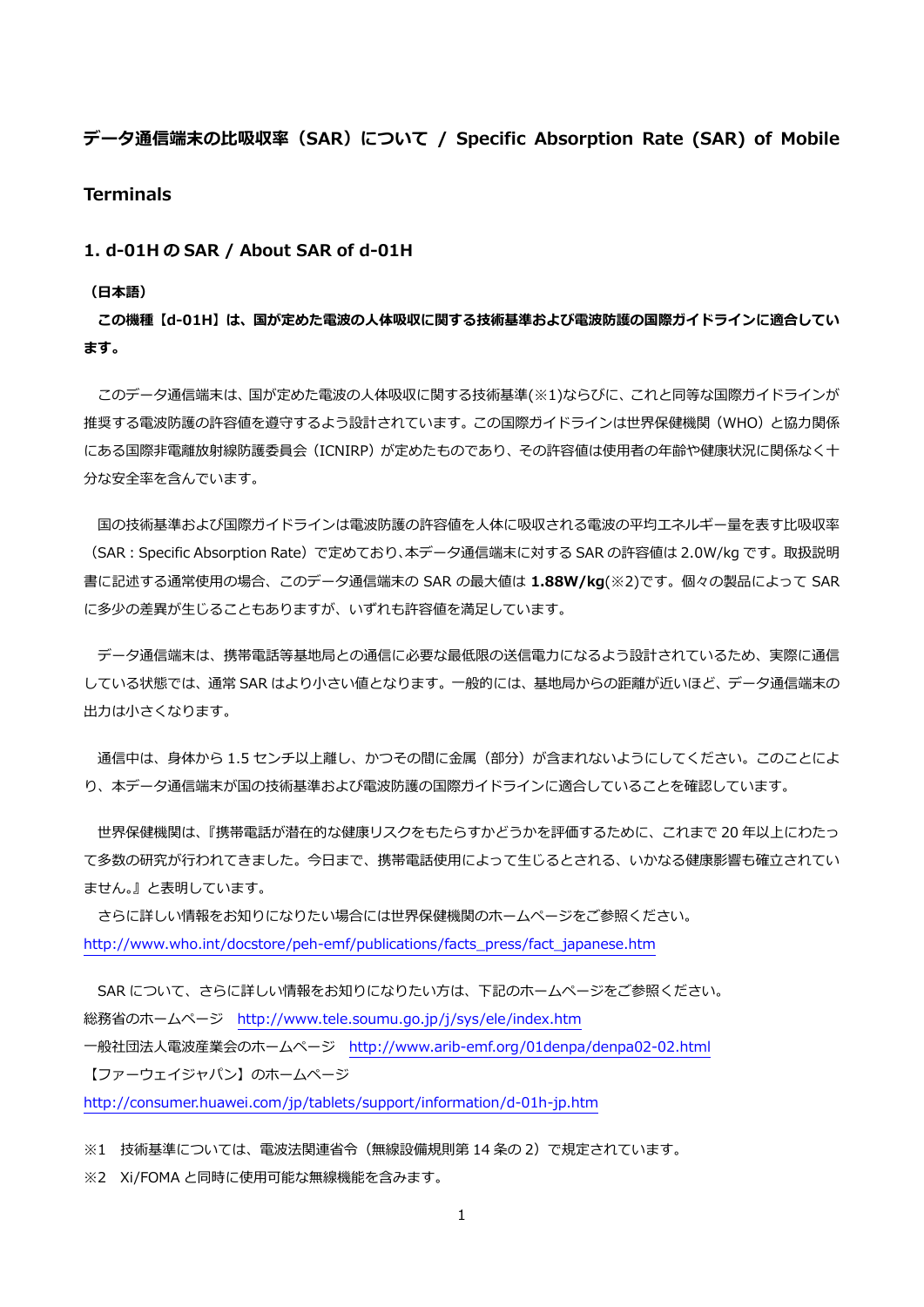# データ通信端末の比吸収率（SAR）について / Specific Absorption Rate (SAR) of Mobile Terminals

## 1. d-01H の SAR / About SAR of d-01H

**（日本語）**

**この機種【d-01H】は、国が定めた電波の人体吸収に関する技術基準および電波防護の国際ガイドラインに適合しています。**

このデータ通信端末は、国が定めた電波の人体吸収に関する技術基準(※1)ならびに、これと同等な国際ガイドラインが推奨する電波防護の許容値を遵守するよう設計されています。この国際ガイドラインは世界保健機関（WHO）と協力関係にある国際非電離放射線防護委員会（ICNIRP）が定めたものであり、その許容値は使用者の年齢や健康状況に関係なく十分な安全率を含んでいます。

国の技術基準および国際ガイドラインは電波防護の許容値を人体に吸収される電波の平均エネルギー量を表す比吸収率（SAR : Specific Absorption Rate）で定めており、本データ通信端末に対する SAR の許容値は 2.0W/kg です。取扱説明書に記述する通常使用の場合、このデータ通信端末の SAR の最大値は **1.88W/kg**(※2)です。個々の製品によって SAR に多少の差異が生じることもありますが、いずれも許容値を満足しています。

データ通信端末は、携帯電話等基地局との通信に必要な最低限の送信電力になるよう設計されているため、実際に通信している状態では、通常 SAR はより小さい値となります。一般的には、基地局からの距離が近いほど、データ通信端末の出力は小さくなります。

通信中は、身体から 1.5 センチ以上離し、かつその間に金属（部分）が含まれないようにしてください。このことにより、本データ通信端末が国の技術基準および電波防護の国際ガイドラインに適合していることを確認しています。

世界保健機関は、『携帯電話が潜在的な健康リスクをもたらすかどうかを評価するために、これまで 20 年以上にわたって多数の研究が行われてきました。今日まで、携帯電話使用によって生じるとされる、いかなる健康影響も確立されていません。』と表明しています。

さらに詳しい情報をお知りになりたい場合には世界保健機関のホームページをご参照ください。
http://www.who.int/docstore/peh-emf/publications/facts_press/fact_japanese.htm

SAR について、さらに詳しい情報をお知りになりたい方は、下記のホームページをご参照ください。
総務省のホームページ　http://www.tele.soumu.go.jp/j/sys/ele/index.htm
一般社団法人電波産業会のホームページ　http://www.arib-emf.org/01denpa/denpa02-02.html
【ファーウェイジャパン】のホームページ
http://consumer.huawei.com/jp/tablets/support/information/d-01h-jp.htm

※1　技術基準については、電波法関連省令（無線設備規則第 14 条の 2）で規定されています。
※2　Xi/FOMA と同時に使用可能な無線機能を含みます。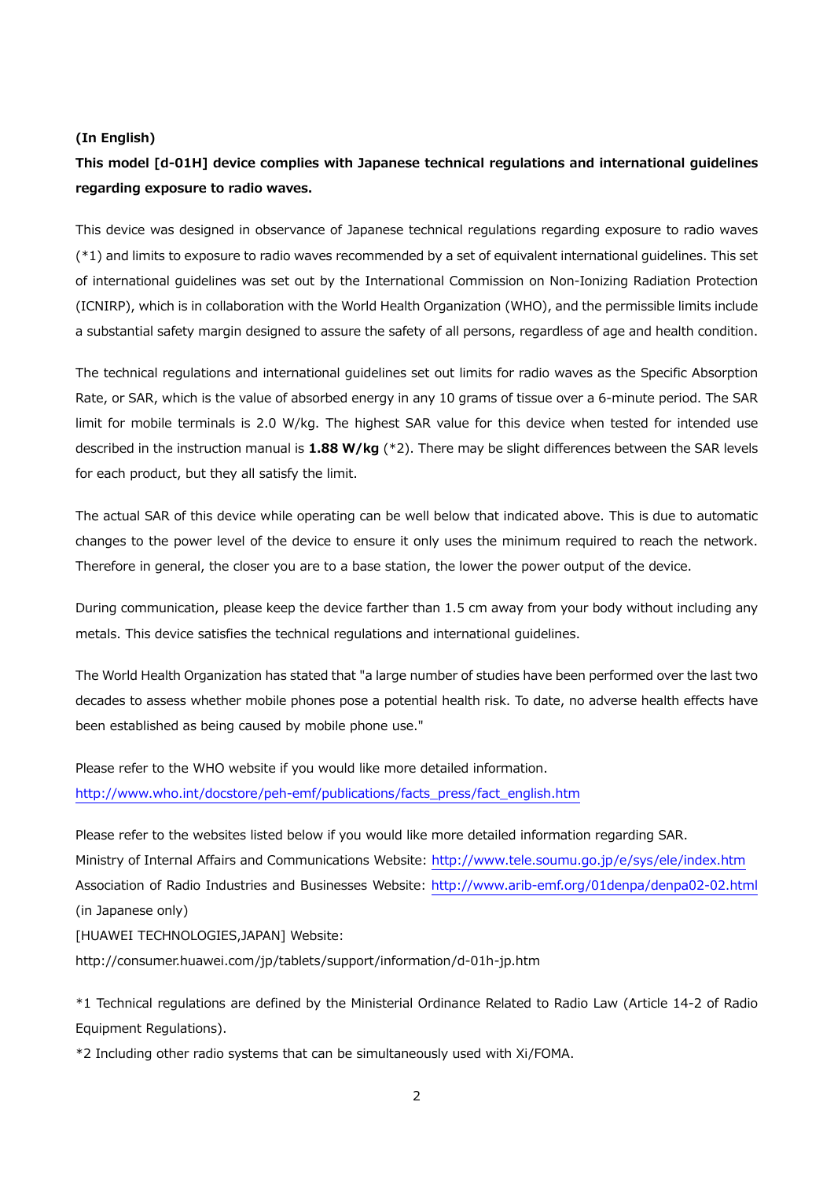**(In English)**

**This model [d-01H] device complies with Japanese technical regulations and international guidelines regarding exposure to radio waves.**

This device was designed in observance of Japanese technical regulations regarding exposure to radio waves (*1) and limits to exposure to radio waves recommended by a set of equivalent international guidelines. This set of international guidelines was set out by the International Commission on Non-Ionizing Radiation Protection (ICNIRP), which is in collaboration with the World Health Organization (WHO), and the permissible limits include a substantial safety margin designed to assure the safety of all persons, regardless of age and health condition.

The technical regulations and international guidelines set out limits for radio waves as the Specific Absorption Rate, or SAR, which is the value of absorbed energy in any 10 grams of tissue over a 6-minute period. The SAR limit for mobile terminals is 2.0 W/kg. The highest SAR value for this device when tested for intended use described in the instruction manual is **1.88 W/kg** (*2). There may be slight differences between the SAR levels for each product, but they all satisfy the limit.

The actual SAR of this device while operating can be well below that indicated above. This is due to automatic changes to the power level of the device to ensure it only uses the minimum required to reach the network. Therefore in general, the closer you are to a base station, the lower the power output of the device.

During communication, please keep the device farther than 1.5 cm away from your body without including any metals. This device satisfies the technical regulations and international guidelines.

The World Health Organization has stated that "a large number of studies have been performed over the last two decades to assess whether mobile phones pose a potential health risk. To date, no adverse health effects have been established as being caused by mobile phone use."

Please refer to the WHO website if you would like more detailed information.
http://www.who.int/docstore/peh-emf/publications/facts_press/fact_english.htm

Please refer to the websites listed below if you would like more detailed information regarding SAR.
Ministry of Internal Affairs and Communications Website: http://www.tele.soumu.go.jp/e/sys/ele/index.htm
Association of Radio Industries and Businesses Website: http://www.arib-emf.org/01denpa/denpa02-02.html (in Japanese only)
[HUAWEI TECHNOLOGIES,JAPAN] Website:
http://consumer.huawei.com/jp/tablets/support/information/d-01h-jp.htm

*1 Technical regulations are defined by the Ministerial Ordinance Related to Radio Law (Article 14-2 of Radio Equipment Regulations).
*2 Including other radio systems that can be simultaneously used with Xi/FOMA.